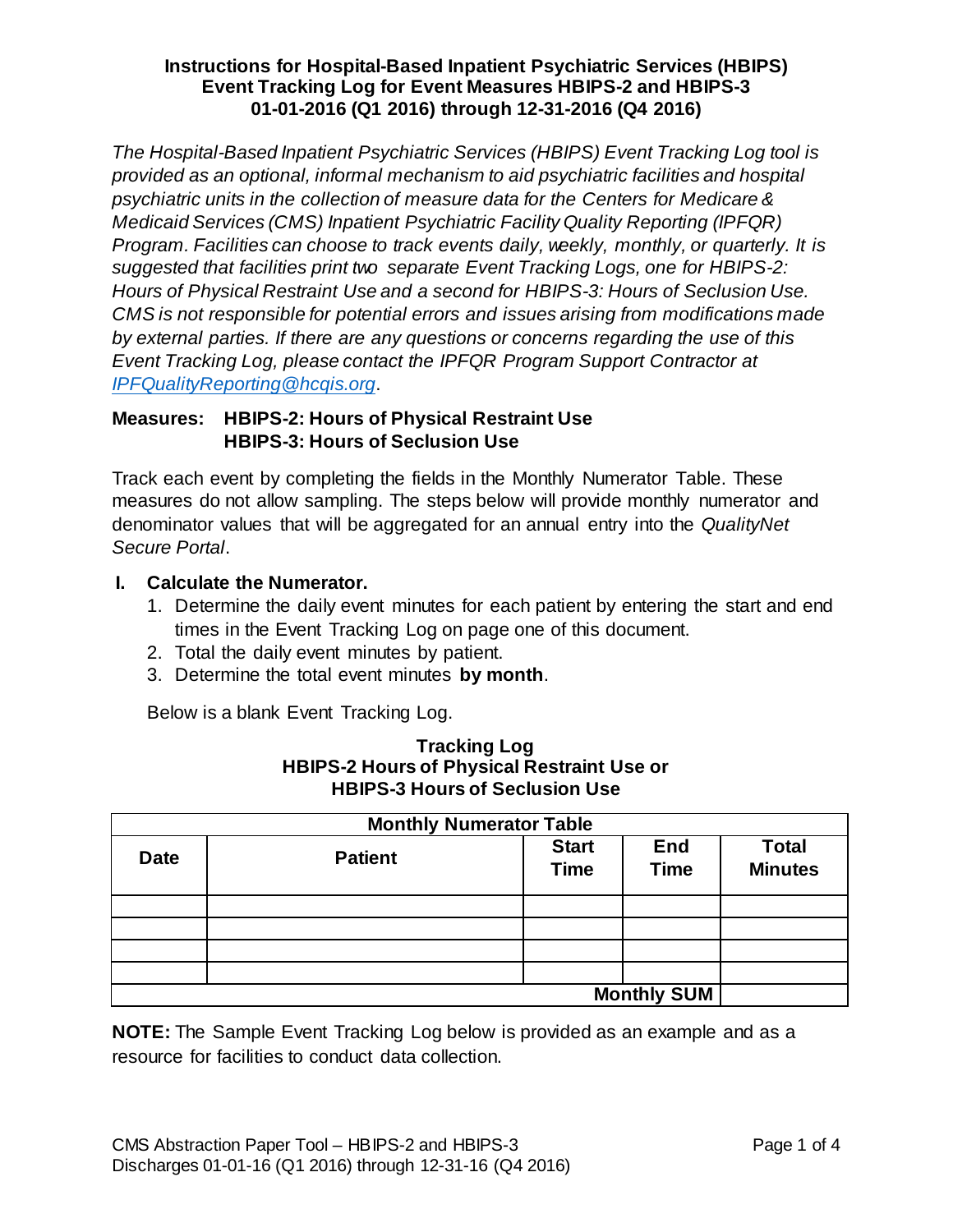# Instructions for Hospital-Based Inpatient Psychiatric Services (HBIPS) Event Tracking Log for Event Measures HBIPS-2 and HBIPS-3 01-01-2016 (Q1 2016) through 12-31-2016 (Q4 2016)

*The Hospital-Based Inpatient Psychiatric Services (HBIPS) Event Tracking Log tool is provided as an optional, informal mechanism to aid psychiatric facilities and hospital psychiatric units in the collection of measure data for the Centers for Medicare & Medicaid Services (CMS) Inpatient Psychiatric Facility Quality Reporting (IPFQR) Program. Facilities can choose to track events daily, weekly, monthly, or quarterly. It is suggested that facilities print two separate Event Tracking Logs, one for HBIPS-2: Hours of Physical Restraint Use and a second for HBIPS-3: Hours of Seclusion Use. CMS is not responsible for potential errors and issues arising from modifications made by external parties. If there are any questions or concerns regarding the use of this Event Tracking Log, please contact the IPFQR Program Support Contractor at [IPFQualityReporting@hcqis.org](mailto:IPFQualityReporting@hcqis.org).*

**Measures: HBIPS-2: Hours of Physical Restraint Use**
**HBIPS-3: Hours of Seclusion Use**

Track each event by completing the fields in the Monthly Numerator Table. These measures do not allow sampling. The steps below will provide monthly numerator and denominator values that will be aggregated for an annual entry into the *QualityNet Secure Portal*.

## I. Calculate the Numerator.

1. Determine the daily event minutes for each patient by entering the start and end times in the Event Tracking Log on page one of this document.
2. Total the daily event minutes by patient.
3. Determine the total event minutes **by month**.

Below is a blank Event Tracking Log.

**Tracking Log**
**HBIPS-2 Hours of Physical Restraint Use or**
**HBIPS-3 Hours of Seclusion Use**

| Monthly Numerator Table | | | | |
|---|---|---|---|---|
| **Date** | **Patient** | **Start Time** | **End Time** | **Total Minutes** |
| | | | | |
| | | | | |
| | | | | |
| | | | | |
| | | | **Monthly SUM** | |

**NOTE:** The Sample Event Tracking Log below is provided as an example and as a resource for facilities to conduct data collection.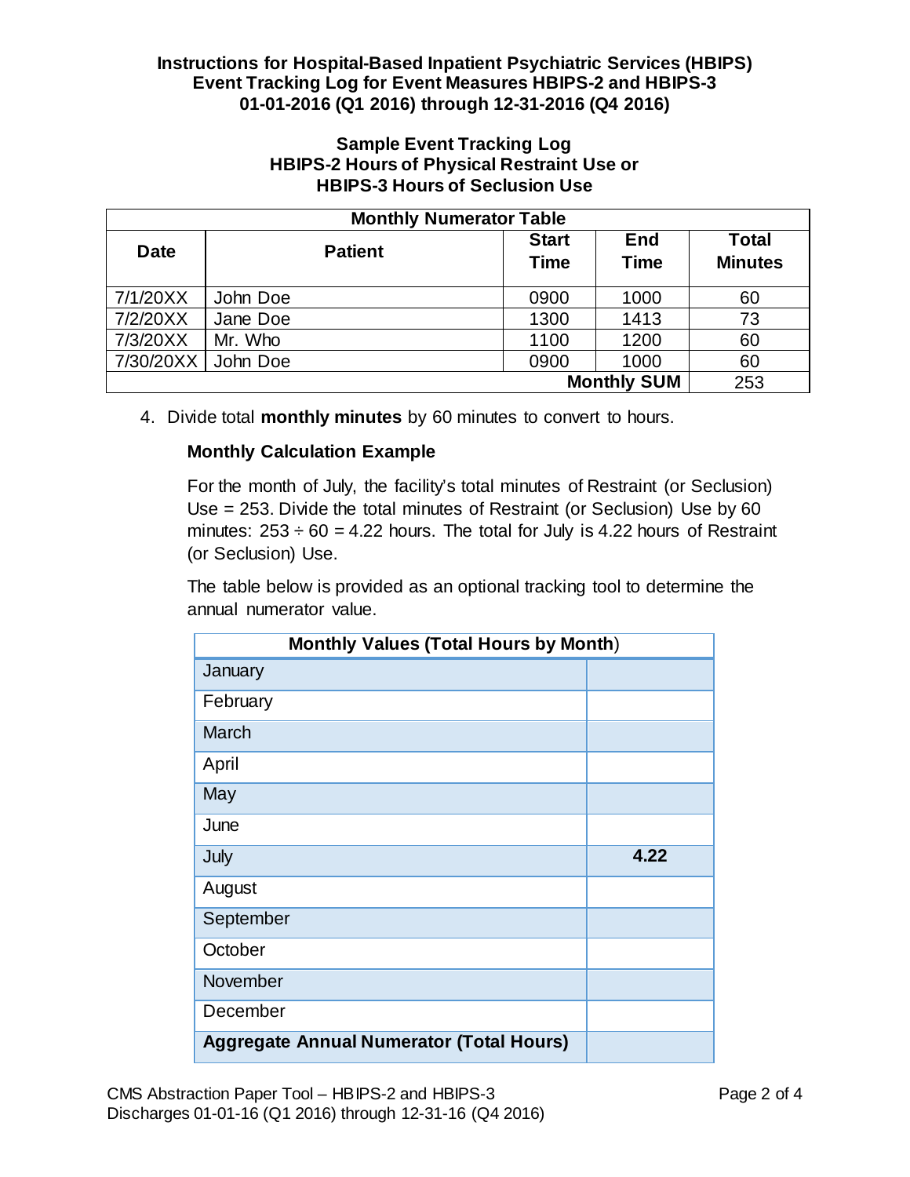**Instructions for Hospital-Based Inpatient Psychiatric Services (HBIPS) Event Tracking Log for Event Measures HBIPS-2 and HBIPS-3 01-01-2016 (Q1 2016) through 12-31-2016 (Q4 2016)**

## Sample Event Tracking Log
## HBIPS-2 Hours of Physical Restraint Use or HBIPS-3 Hours of Seclusion Use

| Monthly Numerator Table | | | | |
|---|---|---|---|---|
| **Date** | **Patient** | **Start Time** | **End Time** | **Total Minutes** |
| 7/1/20XX | John Doe | 0900 | 1000 | 60 |
| 7/2/20XX | Jane Doe | 1300 | 1413 | 73 |
| 7/3/20XX | Mr. Who | 1100 | 1200 | 60 |
| 7/30/20XX | John Doe | 0900 | 1000 | 60 |
| | | | **Monthly SUM** | 253 |

4. Divide total **monthly minutes** by 60 minutes to convert to hours.

   **Monthly Calculation Example**

   For the month of July, the facility's total minutes of Restraint (or Seclusion) Use = 253. Divide the total minutes of Restraint (or Seclusion) Use by 60 minutes: 253 ÷ 60 = 4.22 hours. The total for July is 4.22 hours of Restraint (or Seclusion) Use.

   The table below is provided as an optional tracking tool to determine the annual numerator value.

| **Monthly Values (Total Hours by Month)** | |
|---|---|
| January | |
| February | |
| March | |
| April | |
| May | |
| June | |
| July | **4.22** |
| August | |
| September | |
| October | |
| November | |
| December | |
| **Aggregate Annual Numerator (Total Hours)** | |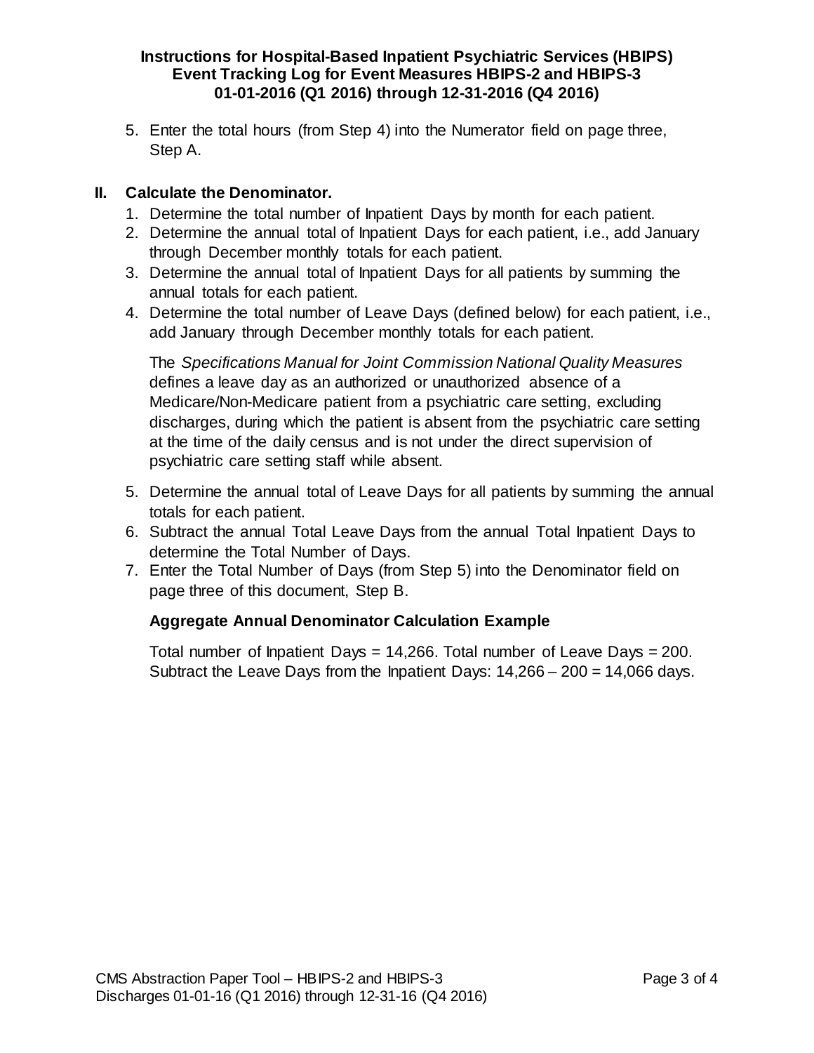5. Enter the total hours (from Step 4) into the Numerator field on page three, Step A.

## II. Calculate the Denominator.

1. Determine the total number of Inpatient Days by month for each patient.
2. Determine the annual total of Inpatient Days for each patient, i.e., add January through December monthly totals for each patient.
3. Determine the annual total of Inpatient Days for all patients by summing the annual totals for each patient.
4. Determine the total number of Leave Days (defined below) for each patient, i.e., add January through December monthly totals for each patient.

   The *Specifications Manual for Joint Commission National Quality Measures* defines a leave day as an authorized or unauthorized absence of a Medicare/Non-Medicare patient from a psychiatric care setting, excluding discharges, during which the patient is absent from the psychiatric care setting at the time of the daily census and is not under the direct supervision of psychiatric care setting staff while absent.

5. Determine the annual total of Leave Days for all patients by summing the annual totals for each patient.
6. Subtract the annual Total Leave Days from the annual Total Inpatient Days to determine the Total Number of Days.
7. Enter the Total Number of Days (from Step 5) into the Denominator field on page three of this document, Step B.

### Aggregate Annual Denominator Calculation Example

Total number of Inpatient Days = 14,266. Total number of Leave Days = 200. Subtract the Leave Days from the Inpatient Days: 14,266 – 200 = 14,066 days.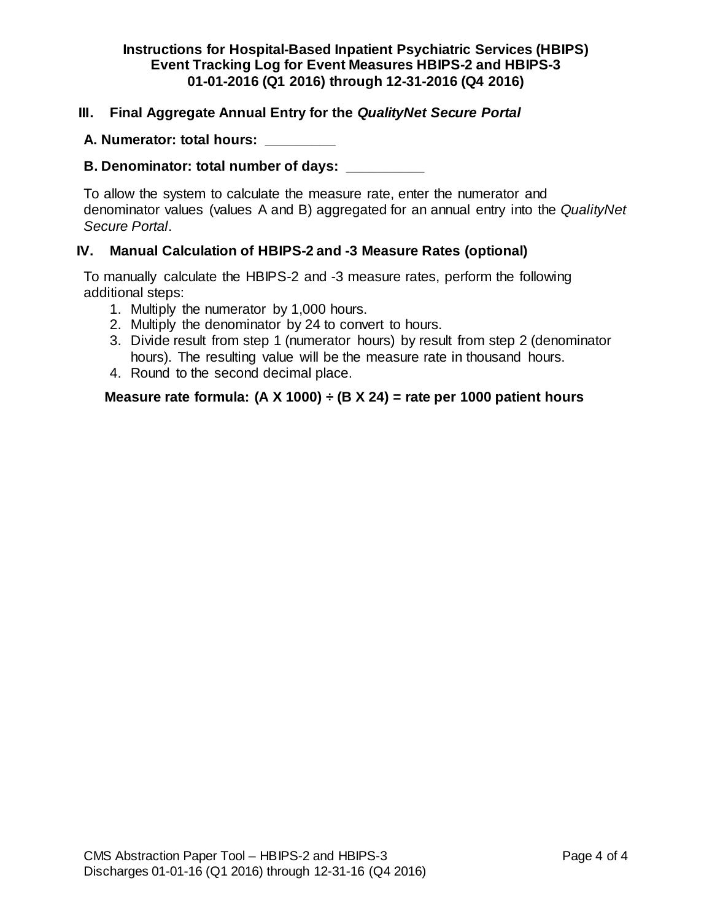**Instructions for Hospital-Based Inpatient Psychiatric Services (HBIPS) Event Tracking Log for Event Measures HBIPS-2 and HBIPS-3 01-01-2016 (Q1 2016) through 12-31-2016 (Q4 2016)**

## III. Final Aggregate Annual Entry for the *QualityNet Secure Portal*

**A. Numerator: total hours: _________**

**B. Denominator: total number of days: __________**

To allow the system to calculate the measure rate, enter the numerator and denominator values (values A and B) aggregated for an annual entry into the *QualityNet Secure Portal*.

## IV. Manual Calculation of HBIPS-2 and -3 Measure Rates (optional)

To manually calculate the HBIPS-2 and -3 measure rates, perform the following additional steps:

1. Multiply the numerator by 1,000 hours.
2. Multiply the denominator by 24 to convert to hours.
3. Divide result from step 1 (numerator hours) by result from step 2 (denominator hours). The resulting value will be the measure rate in thousand hours.
4. Round to the second decimal place.

**Measure rate formula: $(A \times 1000) \div (B \times 24)$ = rate per 1000 patient hours**